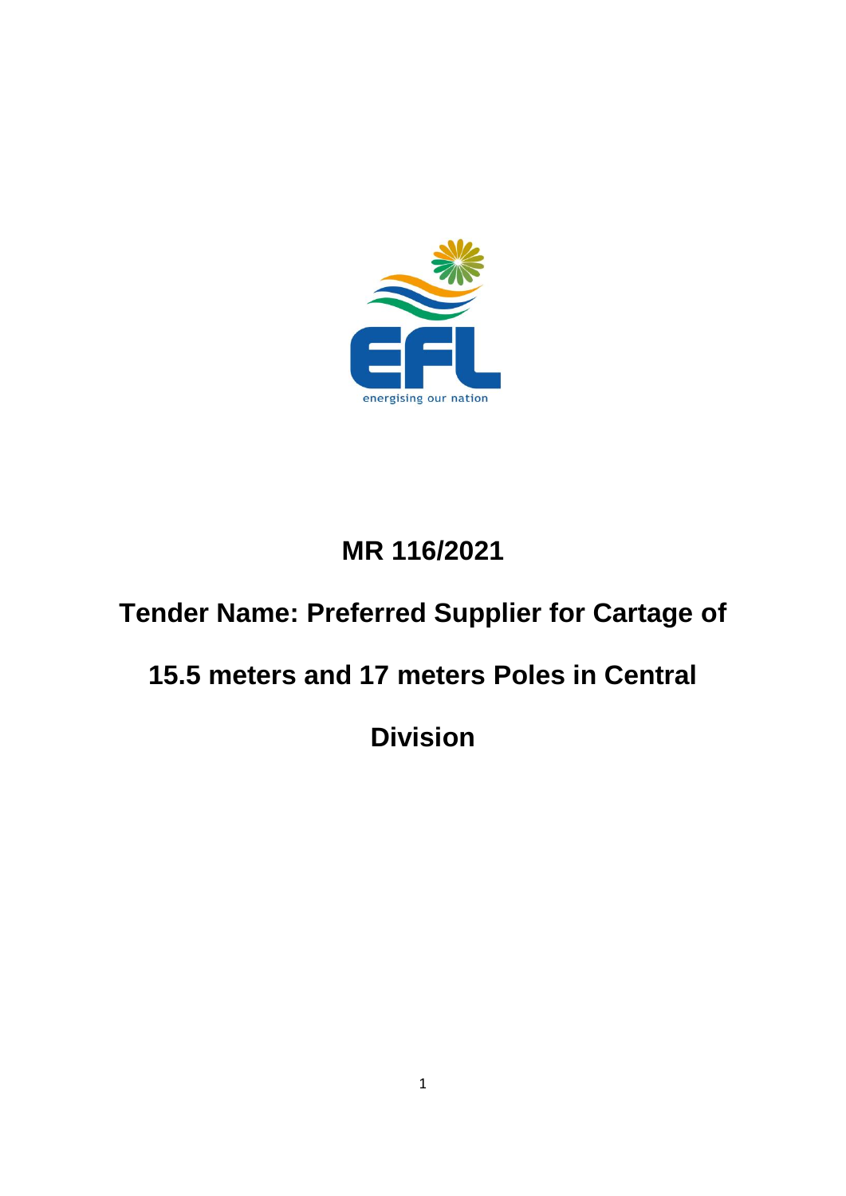# MR 116/2021

# Tender Name: Preferred Supplier for Cartage of 15.5 meters and 17 meters Poles in Central Division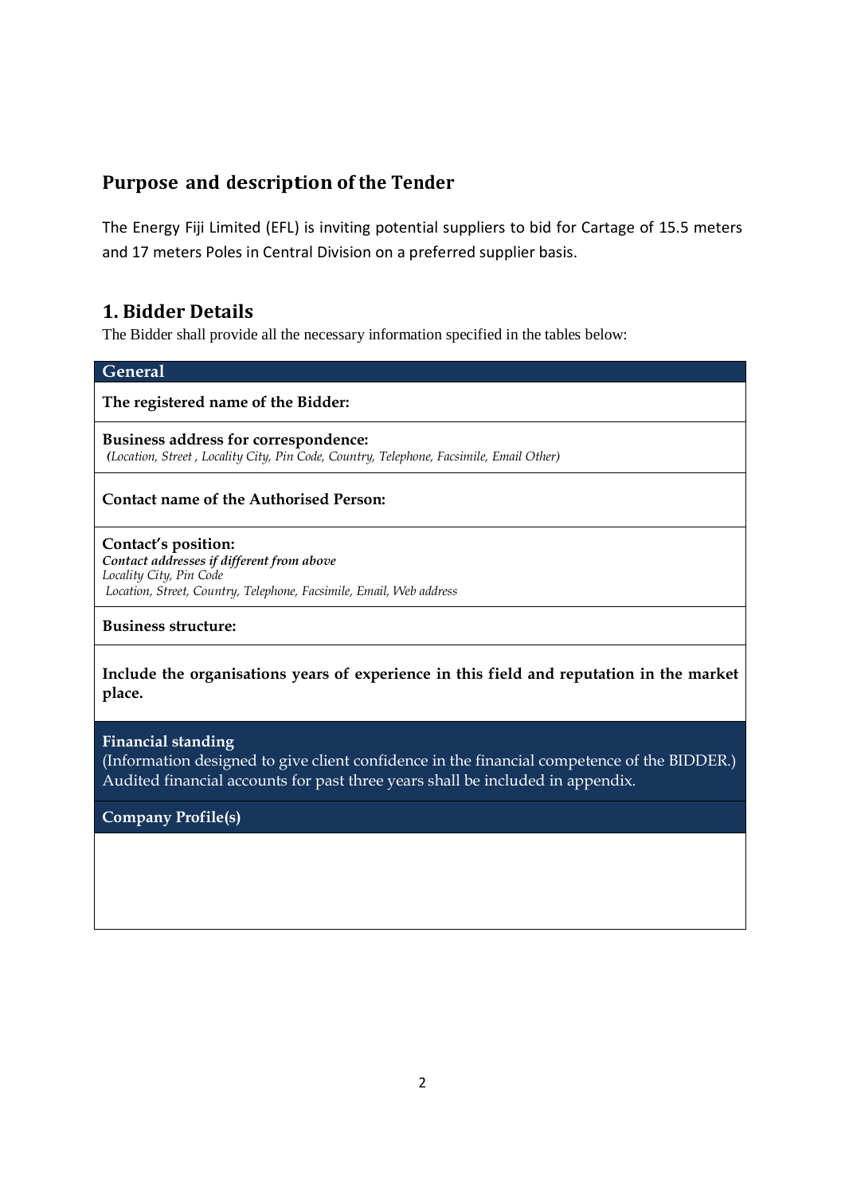## Purpose and description of the Tender

The Energy Fiji Limited (EFL) is inviting potential suppliers to bid for Cartage of 15.5 meters and 17 meters Poles in Central Division on a preferred supplier basis.

## 1. Bidder Details

The Bidder shall provide all the necessary information specified in the tables below:

| General |
|---|
| **The registered name of the Bidder:** |
| **Business address for correspondence:** <br> *(Location, Street , Locality City, Pin Code, Country, Telephone, Facsimile, Email Other)* |
| **Contact name of the Authorised Person:** |
| **Contact's position:** <br> ***Contact addresses if different from above*** <br> *Locality City, Pin Code* <br> *Location, Street, Country, Telephone, Facsimile, Email, Web address* |
| **Business structure:** |
| **Include the organisations years of experience in this field and reputation in the market place.** |
| **Financial standing** <br> (Information designed to give client confidence in the financial competence of the BIDDER.) Audited financial accounts for past three years shall be included in appendix. |
| **Company Profile(s)** |
| |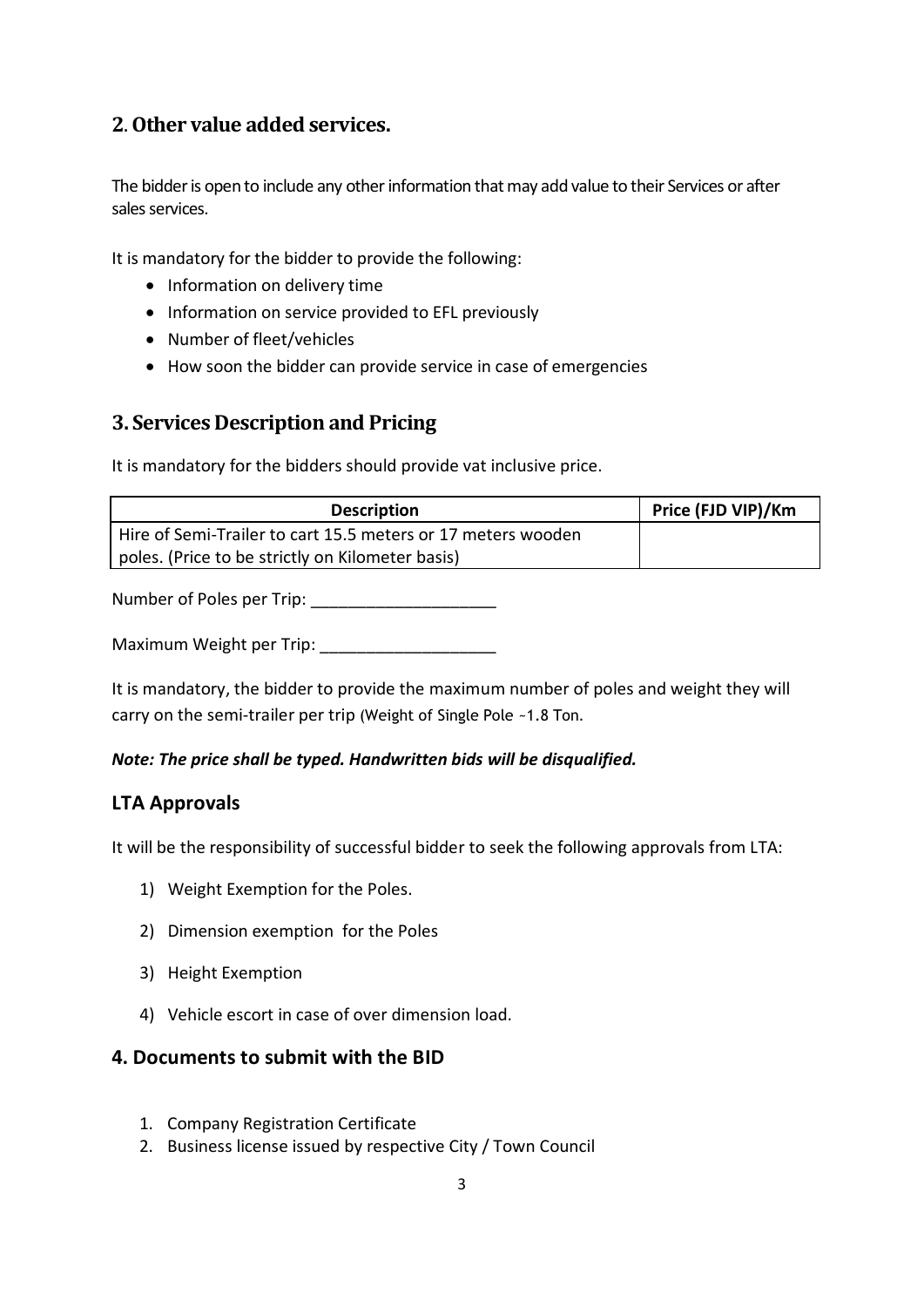## 2. Other value added services.

The bidder is open to include any other information that may add value to their Services or after sales services.

It is mandatory for the bidder to provide the following:

- Information on delivery time
- Information on service provided to EFL previously
- Number of fleet/vehicles
- How soon the bidder can provide service in case of emergencies

## 3. Services Description and Pricing

It is mandatory for the bidders should provide vat inclusive price.

| Description | Price (FJD VIP)/Km |
|---|---|
| Hire of Semi-Trailer to cart 15.5 meters or 17 meters wooden poles. (Price to be strictly on Kilometer basis) | |

Number of Poles per Trip: ____________________

Maximum Weight per Trip: ___________________

It is mandatory, the bidder to provide the maximum number of poles and weight they will carry on the semi-trailer per trip (Weight of Single Pole ~1.8 Ton.

***Note: The price shall be typed. Handwritten bids will be disqualified.***

### LTA Approvals

It will be the responsibility of successful bidder to seek the following approvals from LTA:

1) Weight Exemption for the Poles.
2) Dimension exemption for the Poles
3) Height Exemption
4) Vehicle escort in case of over dimension load.

### 4. Documents to submit with the BID

1. Company Registration Certificate
2. Business license issued by respective City / Town Council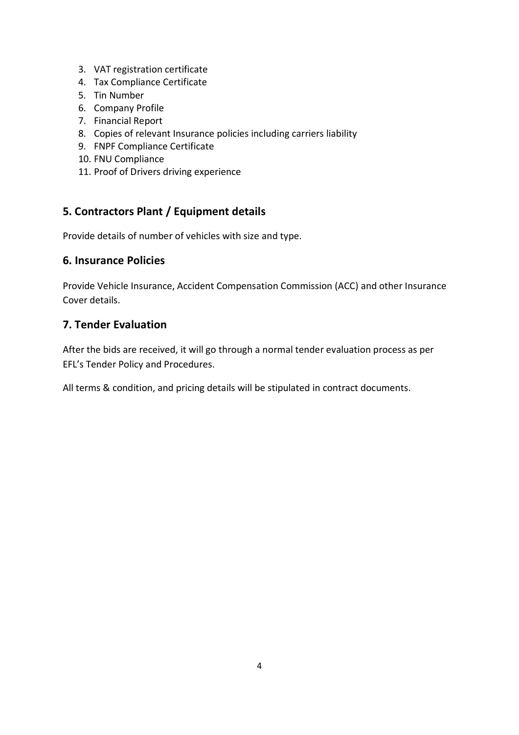3. VAT registration certificate
4. Tax Compliance Certificate
5. Tin Number
6. Company Profile
7. Financial Report
8. Copies of relevant Insurance policies including carriers liability
9. FNPF Compliance Certificate
10. FNU Compliance
11. Proof of Drivers driving experience

## 5. Contractors Plant / Equipment details

Provide details of number of vehicles with size and type.

## 6. Insurance Policies

Provide Vehicle Insurance, Accident Compensation Commission (ACC) and other Insurance Cover details.

## 7. Tender Evaluation

After the bids are received, it will go through a normal tender evaluation process as per EFL's Tender Policy and Procedures.

All terms & condition, and pricing details will be stipulated in contract documents.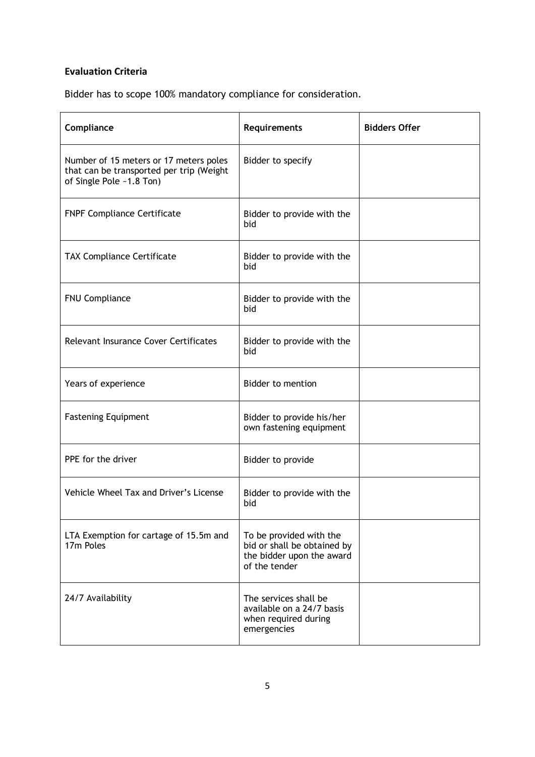**Evaluation Criteria**

Bidder has to scope 100% mandatory compliance for consideration.

| Compliance | Requirements | Bidders Offer |
|---|---|---|
| Number of 15 meters or 17 meters poles that can be transported per trip (Weight of Single Pole ~1.8 Ton) | Bidder to specify | |
| FNPF Compliance Certificate | Bidder to provide with the bid | |
| TAX Compliance Certificate | Bidder to provide with the bid | |
| FNU Compliance | Bidder to provide with the bid | |
| Relevant Insurance Cover Certificates | Bidder to provide with the bid | |
| Years of experience | Bidder to mention | |
| Fastening Equipment | Bidder to provide his/her own fastening equipment | |
| PPE for the driver | Bidder to provide | |
| Vehicle Wheel Tax and Driver's License | Bidder to provide with the bid | |
| LTA Exemption for cartage of 15.5m and 17m Poles | To be provided with the bid or shall be obtained by the bidder upon the award of the tender | |
| 24/7 Availability | The services shall be available on a 24/7 basis when required during emergencies | |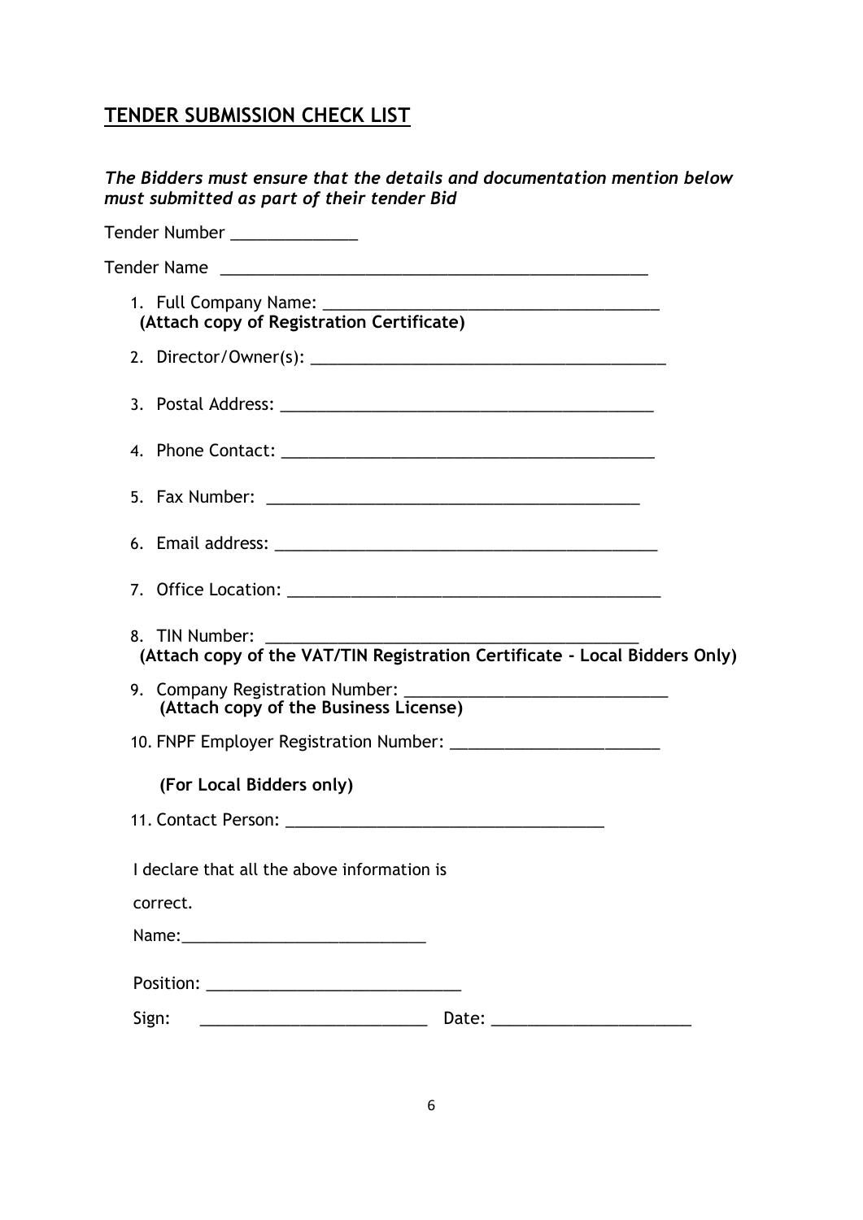## TENDER SUBMISSION CHECK LIST

***The Bidders must ensure that the details and documentation mention below must submitted as part of their tender Bid***

Tender Number ______________

Tender Name __________________________________________________

1. Full Company Name: ______________________________________
   **(Attach copy of Registration Certificate)**
2. Director/Owner(s): ________________________________________
3. Postal Address: __________________________________________
4. Phone Contact: __________________________________________
5. Fax Number: ___________________________________________
6. Email address: __________________________________________
7. Office Location: _________________________________________
8. TIN Number: ___________________________________________
   **(Attach copy of the VAT/TIN Registration Certificate - Local Bidders Only)**
9. Company Registration Number: _____________________________
   **(Attach copy of the Business License)**
10. FNPF Employer Registration Number: _______________________

    **(For Local Bidders only)**
11. Contact Person: ____________________________________

I declare that all the above information is correct.

Name:___________________________

Position: ____________________________

Sign: __________________________ Date: ______________________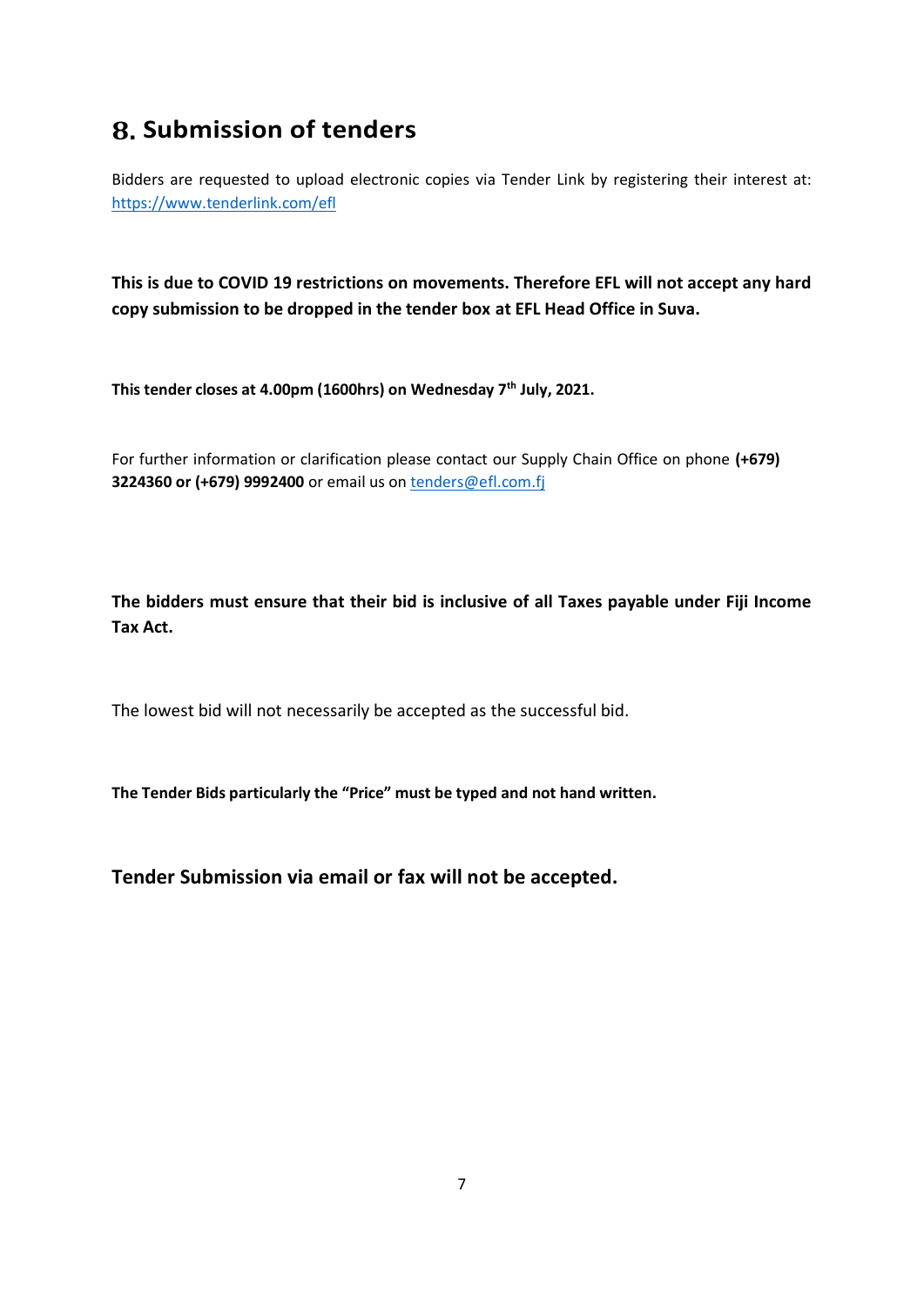# 8. Submission of tenders

Bidders are requested to upload electronic copies via Tender Link by registering their interest at: https://www.tenderlink.com/efl

**This is due to COVID 19 restrictions on movements. Therefore EFL will not accept any hard copy submission to be dropped in the tender box at EFL Head Office in Suva.**

**This tender closes at 4.00pm (1600hrs) on Wednesday 7th July, 2021.**

For further information or clarification please contact our Supply Chain Office on phone **(+679) 3224360 or (+679) 9992400** or email us on tenders@efl.com.fj

**The bidders must ensure that their bid is inclusive of all Taxes payable under Fiji Income Tax Act.**

The lowest bid will not necessarily be accepted as the successful bid.

**The Tender Bids particularly the "Price" must be typed and not hand written.**

**Tender Submission via email or fax will not be accepted.**